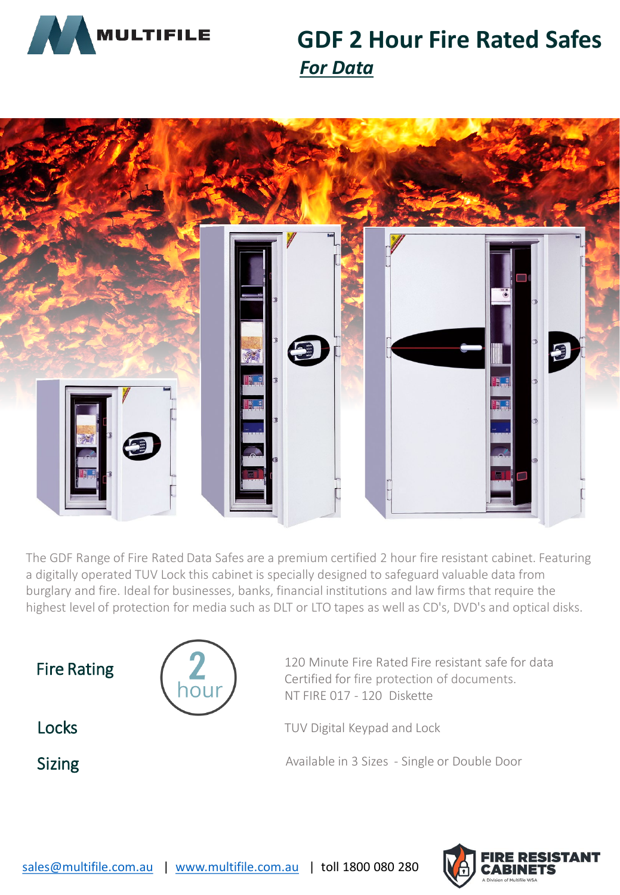MULTIFILE

# GDF 2 Hour Fire Rated Safes

## *For Data*

The GDF Range of Fire Rated Data Safes are a premium certified 2 hour fire resistant cabinet. Featuring a digitally operated TUV Lock this cabinet is specially designed to safeguard valuable data from burglary and fire. Ideal for businesses, banks, financial institutions and law firms that require the highest level of protection for media such as DLT or LTO tapes as well as CD's, DVD's and optical disks.

**Fire Rating** — 2 hour

120 Minute Fire Rated Fire resistant safe for data
Certified for fire protection of documents.
NT FIRE 017 - 120 Diskette

**Locks**

TUV Digital Keypad and Lock

**Sizing**

Available in 3 Sizes - Single or Double Door

sales@multifile.com.au | www.multifile.com.au | toll 1800 080 280

FIRE RESISTANT CABINETS
A Division of Multifile WSA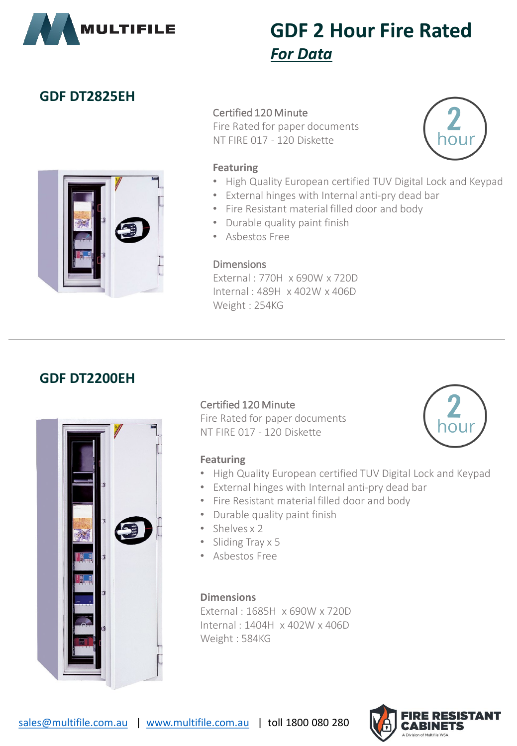# GDF 2 Hour Fire Rated

***For Data***

## GDF DT2825EH

Certified 120 Minute
Fire Rated for paper documents
NT FIRE 017 - 120 Diskette

2 hour

### Featuring

- High Quality European certified TUV Digital Lock and Keypad
- External hinges with Internal anti-pry dead bar
- Fire Resistant material filled door and body
- Durable quality paint finish
- Asbestos Free

### Dimensions

External : 770H x 690W x 720D
Internal : 489H x 402W x 406D
Weight : 254KG

---

## GDF DT2200EH

Certified 120 Minute
Fire Rated for paper documents
NT FIRE 017 - 120 Diskette

2 hour

### Featuring

- High Quality European certified TUV Digital Lock and Keypad
- External hinges with Internal anti-pry dead bar
- Fire Resistant material filled door and body
- Durable quality paint finish
- Shelves x 2
- Sliding Tray x 5
- Asbestos Free

### Dimensions

External : 1685H x 690W x 720D
Internal : 1404H x 402W x 406D
Weight : 584KG

sales@multifile.com.au | www.multifile.com.au | toll 1800 080 280

FIRE RESISTANT CABINETS
A Division of Multifile WSA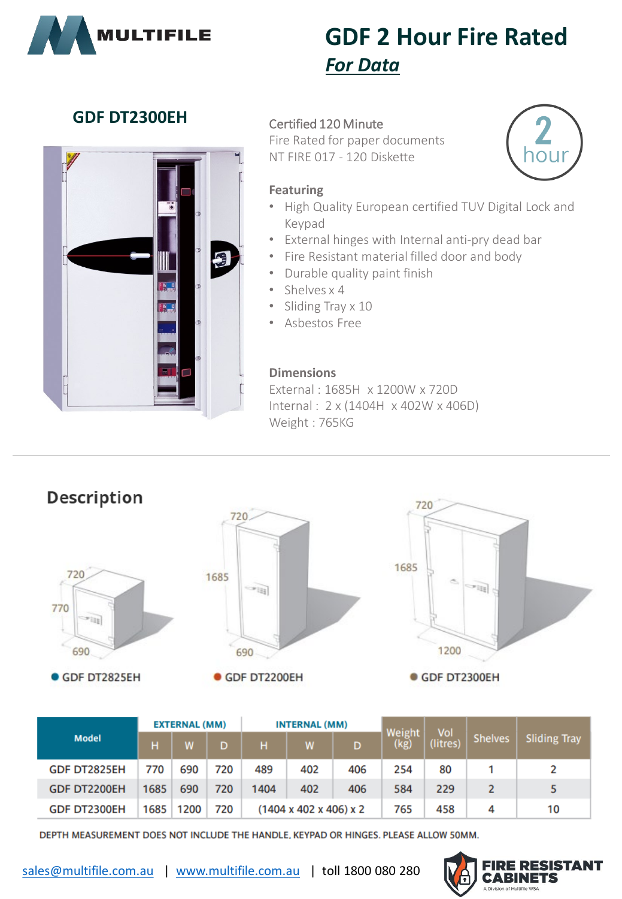# GDF 2 Hour Fire Rated

## *For Data*

## GDF DT2300EH

Certified 120 Minute
Fire Rated for paper documents
NT FIRE 017 - 120 Diskette

2 hour

**Featuring**

- High Quality European certified TUV Digital Lock and Keypad
- External hinges with Internal anti-pry dead bar
- Fire Resistant material filled door and body
- Durable quality paint finish
- Shelves x 4
- Sliding Tray x 10
- Asbestos Free

**Dimensions**

External : 1685H x 1200W x 720D
Internal : 2 x (1404H x 402W x 406D)
Weight : 765KG

## Description

- GDF DT2825EH (770 x 690 x 720)
- GDF DT2200EH (1685 x 690 x 720)
- GDF DT2300EH (1685 x 1200 x 720)

| Model | EXTERNAL (MM) | | | INTERNAL (MM) | | | Weight (kg) | Vol (litres) | Shelves | Sliding Tray |
|---|---|---|---|---|---|---|---|---|---|---|
| | H | W | D | H | W | D | | | | |
| GDF DT2825EH | 770 | 690 | 720 | 489 | 402 | 406 | 254 | 80 | 1 | 2 |
| GDF DT2200EH | 1685 | 690 | 720 | 1404 | 402 | 406 | 584 | 229 | 2 | 5 |
| GDF DT2300EH | 1685 | 1200 | 720 | (1404 x 402 x 406) x 2 | | | 765 | 458 | 4 | 10 |

DEPTH MEASUREMENT DOES NOT INCLUDE THE HANDLE, KEYPAD OR HINGES. PLEASE ALLOW 50MM.

sales@multifile.com.au | www.multifile.com.au | toll 1800 080 280

FIRE RESISTANT CABINETS
A Division of Multifile WSA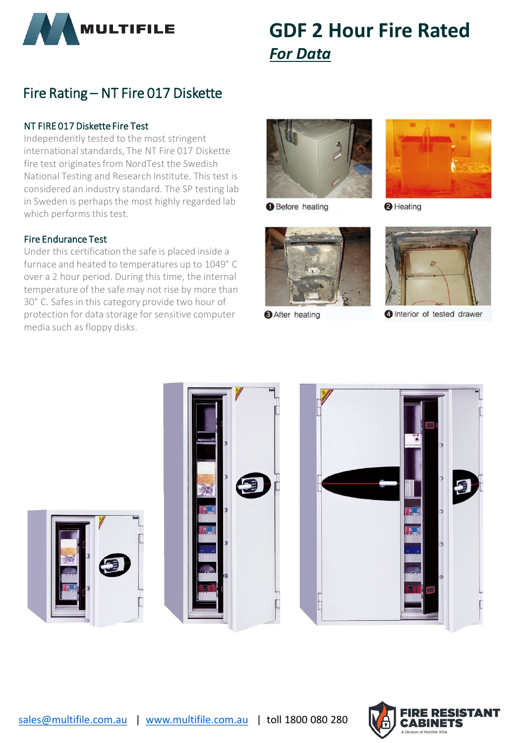# GDF 2 Hour Fire Rated

***For Data***

## Fire Rating – NT Fire 017 Diskette

### NT FIRE 017 Diskette Fire Test

Independently tested to the most stringent international standards, The NT Fire 017 Diskette fire test originates from NordTest the Swedish National Testing and Research Institute. This test is considered an industry standard. The SP testing lab in Sweden is perhaps the most highly regarded lab which performs this test.

### Fire Endurance Test

Under this certification the safe is placed inside a furnace and heated to temperatures up to 1049° C over a 2 hour period. During this time, the internal temperature of the safe may not rise by more than 30° C. Safes in this category provide two hour of protection for data storage for sensitive computer media such as floppy disks.

❶ Before heating

❷ Heating

❸ After heating

❹ Interior of tested drawer

sales@multifile.com.au | www.multifile.com.au | toll 1800 080 280